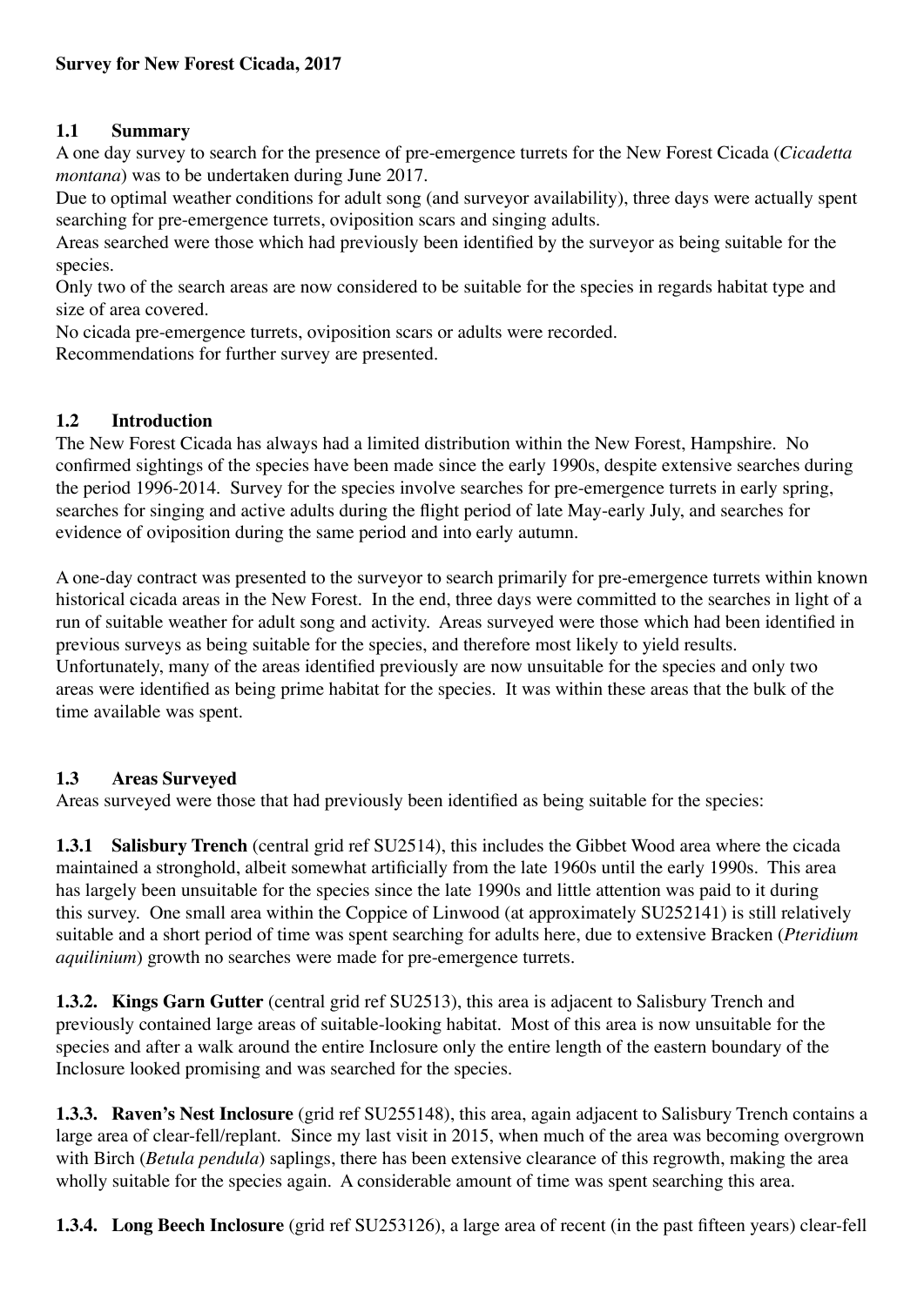**Survey for New Forest Cicada, 2017**

## 1.1 Summary

A one day survey to search for the presence of pre-emergence turrets for the New Forest Cicada (*Cicadetta montana*) was to be undertaken during June 2017.

Due to optimal weather conditions for adult song (and surveyor availability), three days were actually spent searching for pre-emergence turrets, oviposition scars and singing adults.

Areas searched were those which had previously been identified by the surveyor as being suitable for the species.

Only two of the search areas are now considered to be suitable for the species in regards habitat type and size of area covered.

No cicada pre-emergence turrets, oviposition scars or adults were recorded.

Recommendations for further survey are presented.

## 1.2 Introduction

The New Forest Cicada has always had a limited distribution within the New Forest, Hampshire. No confirmed sightings of the species have been made since the early 1990s, despite extensive searches during the period 1996-2014. Survey for the species involve searches for pre-emergence turrets in early spring, searches for singing and active adults during the flight period of late May-early July, and searches for evidence of oviposition during the same period and into early autumn.

A one-day contract was presented to the surveyor to search primarily for pre-emergence turrets within known historical cicada areas in the New Forest. In the end, three days were committed to the searches in light of a run of suitable weather for adult song and activity. Areas surveyed were those which had been identified in previous surveys as being suitable for the species, and therefore most likely to yield results. Unfortunately, many of the areas identified previously are now unsuitable for the species and only two areas were identified as being prime habitat for the species. It was within these areas that the bulk of the time available was spent.

## 1.3 Areas Surveyed

Areas surveyed were those that had previously been identified as being suitable for the species:

**1.3.1 Salisbury Trench** (central grid ref SU2514), this includes the Gibbet Wood area where the cicada maintained a stronghold, albeit somewhat artificially from the late 1960s until the early 1990s. This area has largely been unsuitable for the species since the late 1990s and little attention was paid to it during this survey. One small area within the Coppice of Linwood (at approximately SU252141) is still relatively suitable and a short period of time was spent searching for adults here, due to extensive Bracken (*Pteridium aquilinium*) growth no searches were made for pre-emergence turrets.

**1.3.2. Kings Garn Gutter** (central grid ref SU2513), this area is adjacent to Salisbury Trench and previously contained large areas of suitable-looking habitat. Most of this area is now unsuitable for the species and after a walk around the entire Inclosure only the entire length of the eastern boundary of the Inclosure looked promising and was searched for the species.

**1.3.3. Raven's Nest Inclosure** (grid ref SU255148), this area, again adjacent to Salisbury Trench contains a large area of clear-fell/replant. Since my last visit in 2015, when much of the area was becoming overgrown with Birch (*Betula pendula*) saplings, there has been extensive clearance of this regrowth, making the area wholly suitable for the species again. A considerable amount of time was spent searching this area.

**1.3.4. Long Beech Inclosure** (grid ref SU253126), a large area of recent (in the past fifteen years) clear-fell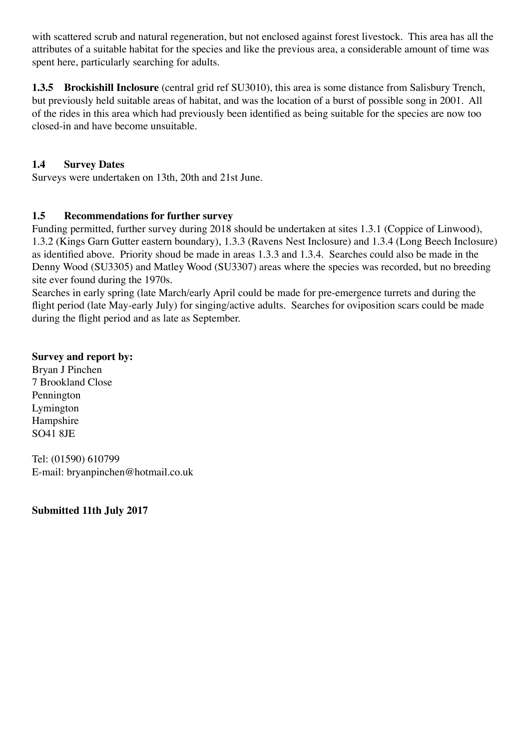with scattered scrub and natural regeneration, but not enclosed against forest livestock. This area has all the attributes of a suitable habitat for the species and like the previous area, a considerable amount of time was spent here, particularly searching for adults.

**1.3.5 Brockishill Inclosure** (central grid ref SU3010), this area is some distance from Salisbury Trench, but previously held suitable areas of habitat, and was the location of a burst of possible song in 2001. All of the rides in this area which had previously been identified as being suitable for the species are now too closed-in and have become unsuitable.

### 1.4 Survey Dates

Surveys were undertaken on 13th, 20th and 21st June.

### 1.5 Recommendations for further survey

Funding permitted, further survey during 2018 should be undertaken at sites 1.3.1 (Coppice of Linwood), 1.3.2 (Kings Garn Gutter eastern boundary), 1.3.3 (Ravens Nest Inclosure) and 1.3.4 (Long Beech Inclosure) as identified above. Priority shoud be made in areas 1.3.3 and 1.3.4. Searches could also be made in the Denny Wood (SU3305) and Matley Wood (SU3307) areas where the species was recorded, but no breeding site ever found during the 1970s.
Searches in early spring (late March/early April could be made for pre-emergence turrets and during the flight period (late May-early July) for singing/active adults. Searches for oviposition scars could be made during the flight period and as late as September.

**Survey and report by:**
Bryan J Pinchen
7 Brookland Close
Pennington
Lymington
Hampshire
SO41 8JE

Tel: (01590) 610799
E-mail: bryanpinchen@hotmail.co.uk

**Submitted 11th July 2017**